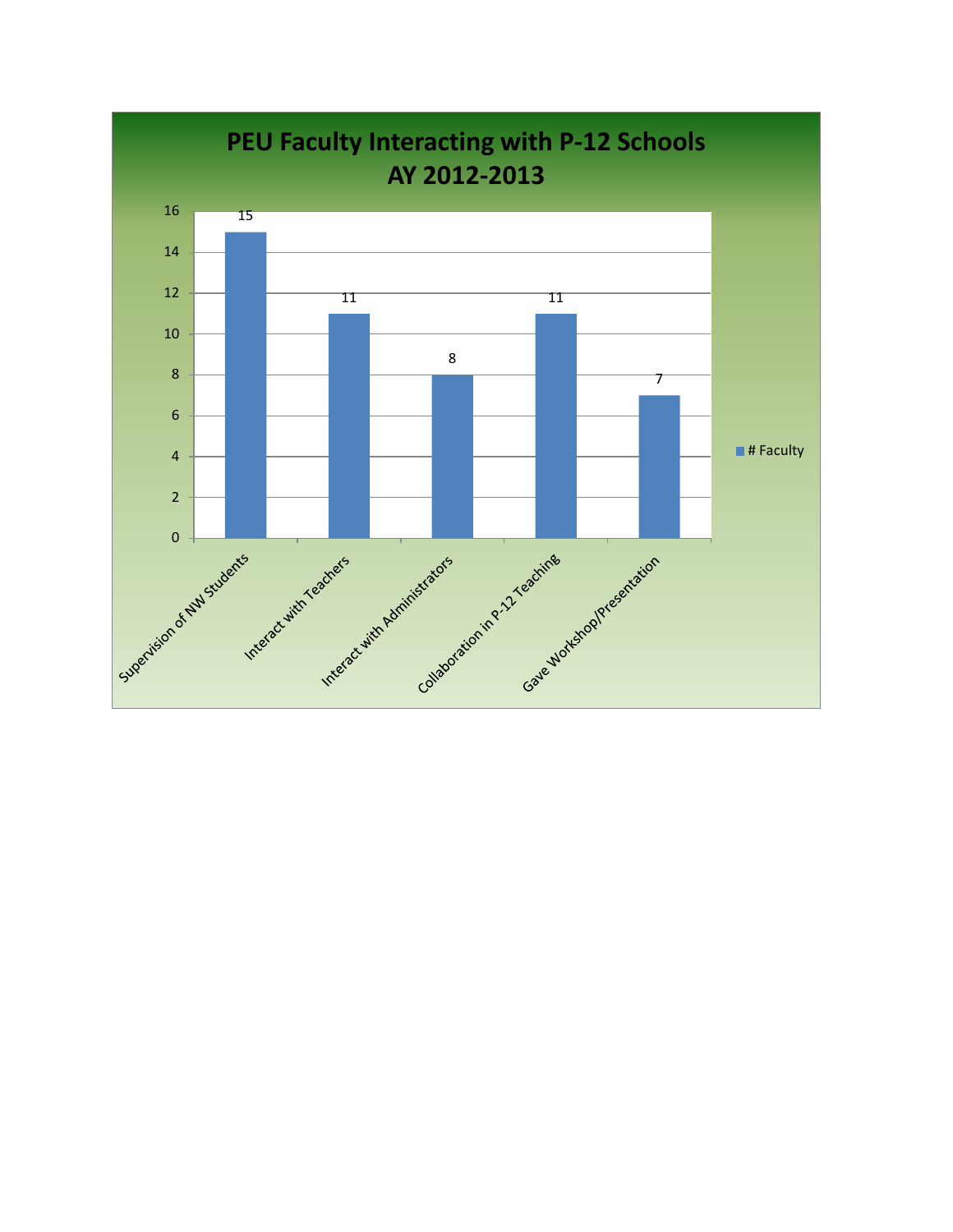# PEU Faculty Interacting with P-12 Schools AY 2012-2013

| Activity | # Faculty |
|---|---|
| Supervision of NW Students | 15 |
| Interact with Teachers | 11 |
| Interact with Administrators | 8 |
| Collaboration in P-12 Teaching | 11 |
| Gave Workshop/Presentation | 7 |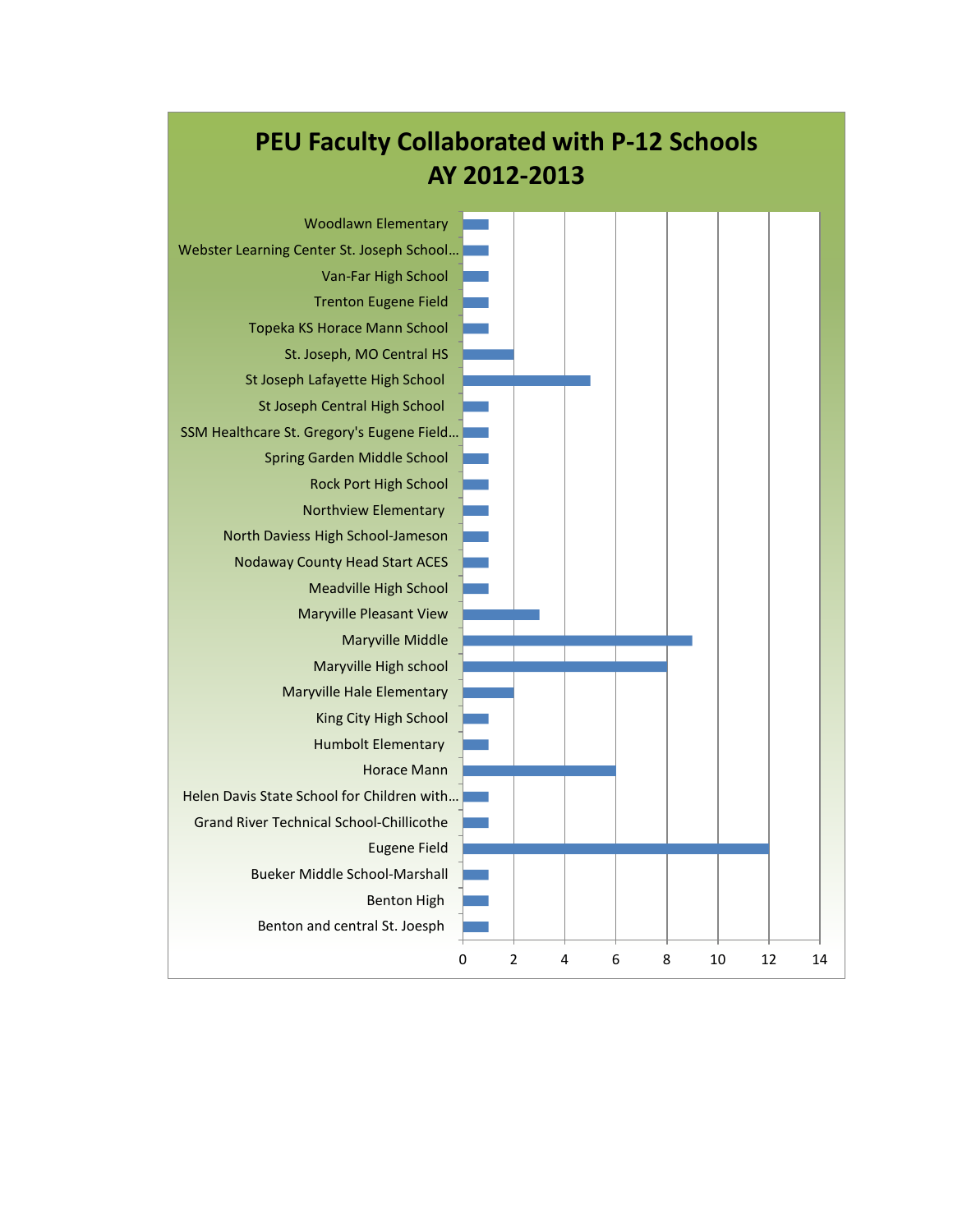# PEU Faculty Collaborated with P-12 Schools AY 2012-2013

| School | Count |
|---|---|
| Woodlawn Elementary | 1 |
| Webster Learning Center St. Joseph School... | 1 |
| Van-Far High School | 1 |
| Trenton Eugene Field | 1 |
| Topeka KS Horace Mann School | 1 |
| St. Joseph, MO Central HS | 2 |
| St Joseph Lafayette High School | 5 |
| St Joseph Central High School | 1 |
| SSM Healthcare St. Gregory's Eugene Field... | 1 |
| Spring Garden Middle School | 1 |
| Rock Port High School | 1 |
| Northview Elementary | 1 |
| North Daviess High School-Jameson | 1 |
| Nodaway County Head Start ACES | 1 |
| Meadville High School | 1 |
| Maryville Pleasant View | 3 |
| Maryville Middle | 9 |
| Maryville High school | 8 |
| Maryville Hale Elementary | 2 |
| King City High School | 1 |
| Humbolt Elementary | 1 |
| Horace Mann | 6 |
| Helen Davis State School for Children with... | 1 |
| Grand River Technical School-Chillicothe | 1 |
| Eugene Field | 12 |
| Bueker Middle School-Marshall | 1 |
| Benton High | 1 |
| Benton and central St. Joesph | 1 |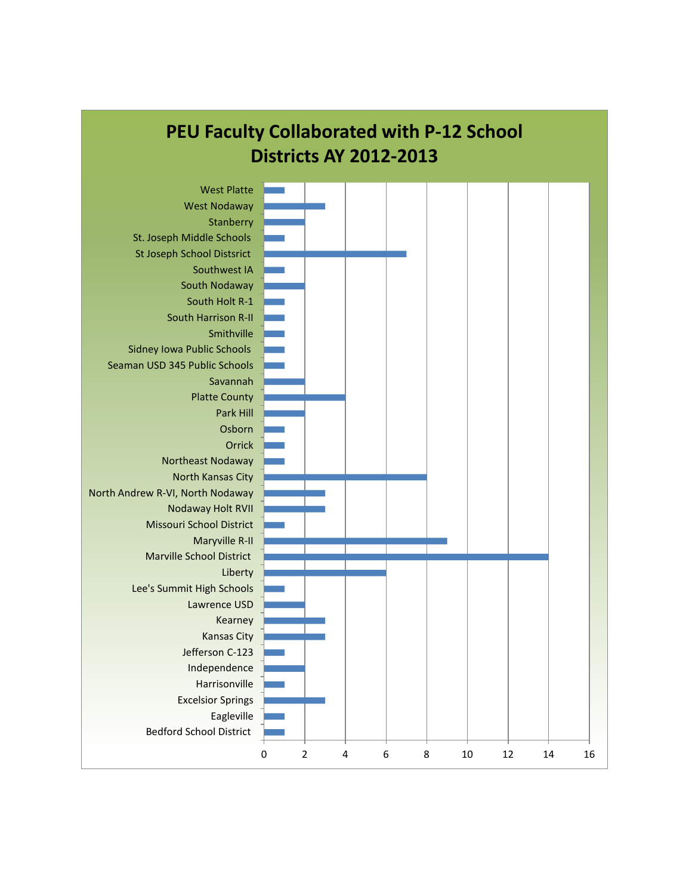PEU Faculty Collaborated with P-12 School Districts AY 2012-2013

West Platte
West Nodaway
Stanberry
St. Joseph Middle Schools
St Joseph School Distsrict
Southwest IA
South Nodaway
South Holt R-1
South Harrison R-II
Smithville
Sidney Iowa Public Schools
Seaman USD 345 Public Schools
Savannah
Platte County
Park Hill
Osborn
Orrick
Northeast Nodaway
North Kansas City
North Andrew R-VI, North Nodaway
Nodaway Holt RVII
Missouri School District
Maryville R-II
Marville School District
Liberty
Lee's Summit High Schools
Lawrence USD
Kearney
Kansas City
Jefferson C-123
Independence
Harrisonville
Excelsior Springs
Eagleville
Bedford School District

0 2 4 6 8 10 12 14 16